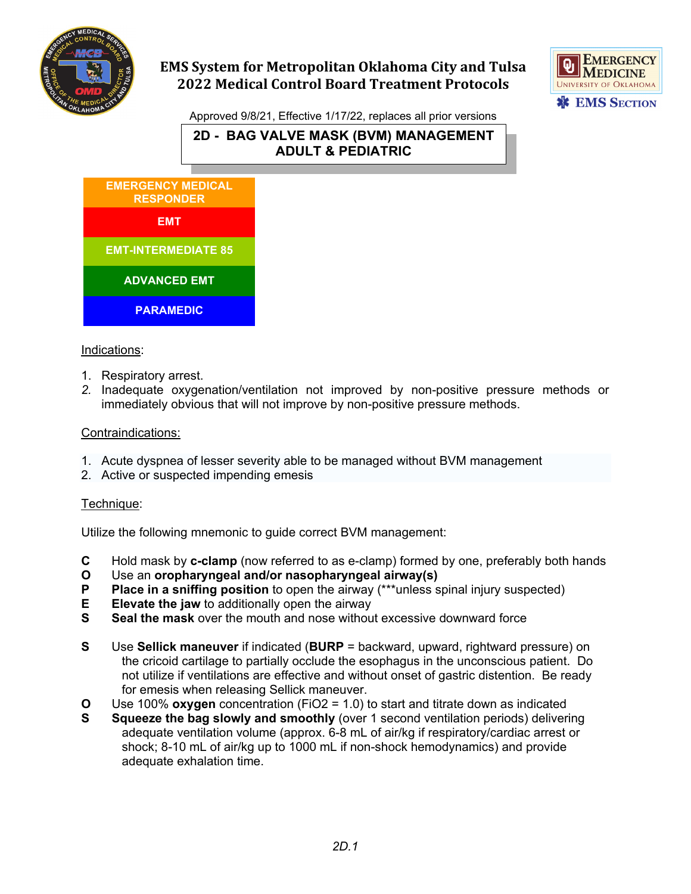# EMS System for Metropolitan Oklahoma City and Tulsa
# 2022 Medical Control Board Treatment Protocols

EMERGENCY MEDICINE
UNIVERSITY OF OKLAHOMA
EMS SECTION

Approved 9/8/21, Effective 1/17/22, replaces all prior versions

## 2D - BAG VALVE MASK (BVM) MANAGEMENT ADULT & PEDIATRIC

| |
|---|
| EMERGENCY MEDICAL RESPONDER |
| EMT |
| EMT-INTERMEDIATE 85 |
| ADVANCED EMT |
| PARAMEDIC |

Indications:

1. Respiratory arrest.
2. Inadequate oxygenation/ventilation not improved by non-positive pressure methods or immediately obvious that will not improve by non-positive pressure methods.

Contraindications:

1. Acute dyspnea of lesser severity able to be managed without BVM management
2. Active or suspected impending emesis

Technique:

Utilize the following mnemonic to guide correct BVM management:

**C** Hold mask by **c-clamp** (now referred to as e-clamp) formed by one, preferably both hands
**O** Use an **oropharyngeal and/or nasopharyngeal airway(s)**
**P** **Place in a sniffing position** to open the airway (***unless spinal injury suspected)
**E** **Elevate the jaw** to additionally open the airway
**S** **Seal the mask** over the mouth and nose without excessive downward force

**S** Use **Sellick maneuver** if indicated (**BURP** = backward, upward, rightward pressure) on the cricoid cartilage to partially occlude the esophagus in the unconscious patient. Do not utilize if ventilations are effective and without onset of gastric distention. Be ready for emesis when releasing Sellick maneuver.
**O** Use 100% **oxygen** concentration (FiO2 = 1.0) to start and titrate down as indicated
**S** **Squeeze the bag slowly and smoothly** (over 1 second ventilation periods) delivering adequate ventilation volume (approx. 6-8 mL of air/kg if respiratory/cardiac arrest or shock; 8-10 mL of air/kg up to 1000 mL if non-shock hemodynamics) and provide adequate exhalation time.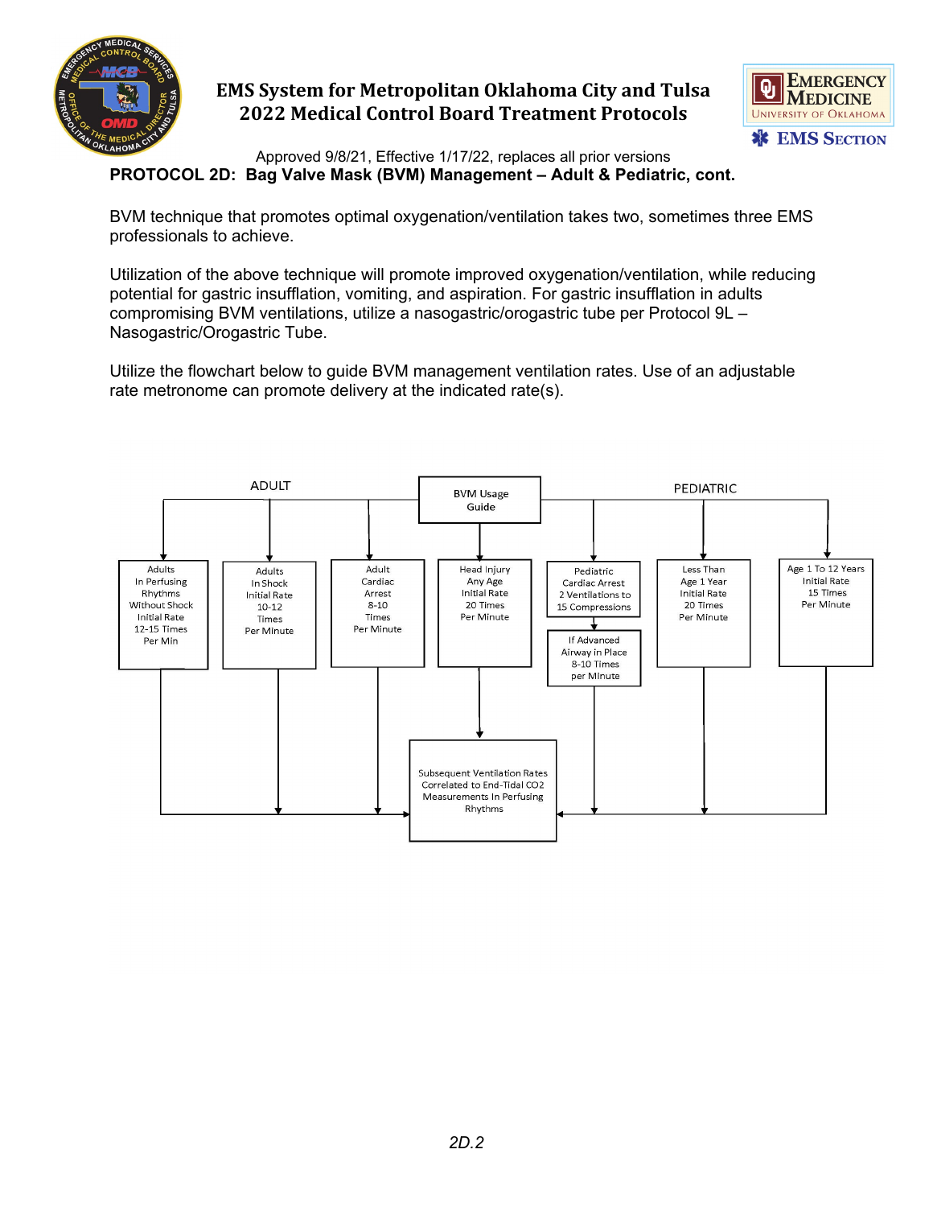**PROTOCOL 2D: Bag Valve Mask (BVM) Management – Adult & Pediatric, cont.**

BVM technique that promotes optimal oxygenation/ventilation takes two, sometimes three EMS professionals to achieve.

Utilization of the above technique will promote improved oxygenation/ventilation, while reducing potential for gastric insufflation, vomiting, and aspiration. For gastric insufflation in adults compromising BVM ventilations, utilize a nasogastric/orogastric tube per Protocol 9L – Nasogastric/Orogastric Tube.

Utilize the flowchart below to guide BVM management ventilation rates. Use of an adjustable rate metronome can promote delivery at the indicated rate(s).

ADULT

BVM Usage Guide

PEDIATRIC

Adults In Perfusing Rhythms Without Shock Initial Rate 12-15 Times Per Min

Adults In Shock Initial Rate 10-12 Times Per Minute

Adult Cardiac Arrest 8-10 Times Per Minute

Head Injury Any Age Initial Rate 20 Times Per Minute

Pediatric Cardiac Arrest 2 Ventilations to 15 Compressions

If Advanced Airway in Place 8-10 Times per Minute

Less Than Age 1 Year Initial Rate 20 Times Per Minute

Age 1 To 12 Years Initial Rate 15 Times Per Minute

Subsequent Ventilation Rates Correlated to End-Tidal $CO_2$ Measurements In Perfusing Rhythms